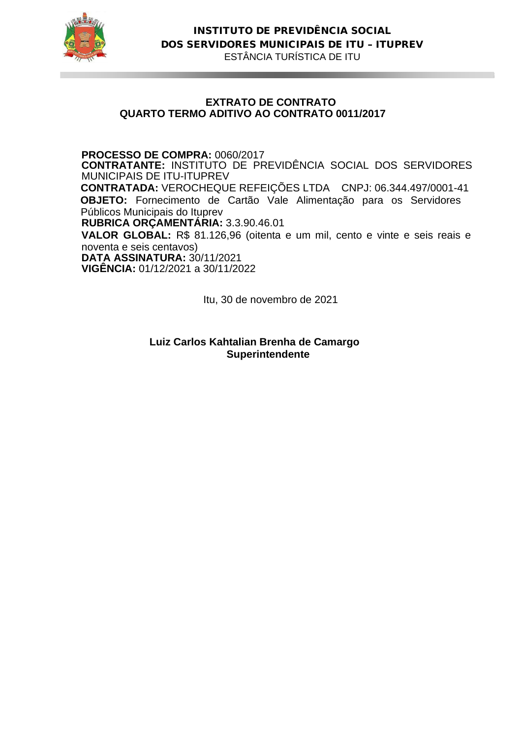**INSTITUTO DE PREVIDÊNCIA SOCIAL**
**DOS SERVIDORES MUNICIPAIS DE ITU – ITUPREV**
ESTÂNCIA TURÍSTICA DE ITU

## EXTRATO DE CONTRATO
## QUARTO TERMO ADITIVO AO CONTRATO 0011/2017

**PROCESSO DE COMPRA:** 0060/2017
**CONTRATANTE:** INSTITUTO DE PREVIDÊNCIA SOCIAL DOS SERVIDORES MUNICIPAIS DE ITU-ITUPREV
**CONTRATADA:** VEROCHEQUE REFEIÇÕES LTDA CNPJ: 06.344.497/0001-41
**OBJETO:** Fornecimento de Cartão Vale Alimentação para os Servidores Públicos Municipais do Ituprev
**RUBRICA ORÇAMENTÁRIA:** 3.3.90.46.01
**VALOR GLOBAL:** R$ 81.126,96 (oitenta e um mil, cento e vinte e seis reais e noventa e seis centavos)
**DATA ASSINATURA:** 30/11/2021
**VIGÊNCIA:** 01/12/2021 a 30/11/2022

Itu, 30 de novembro de 2021

**Luiz Carlos Kahtalian Brenha de Camargo**
**Superintendente**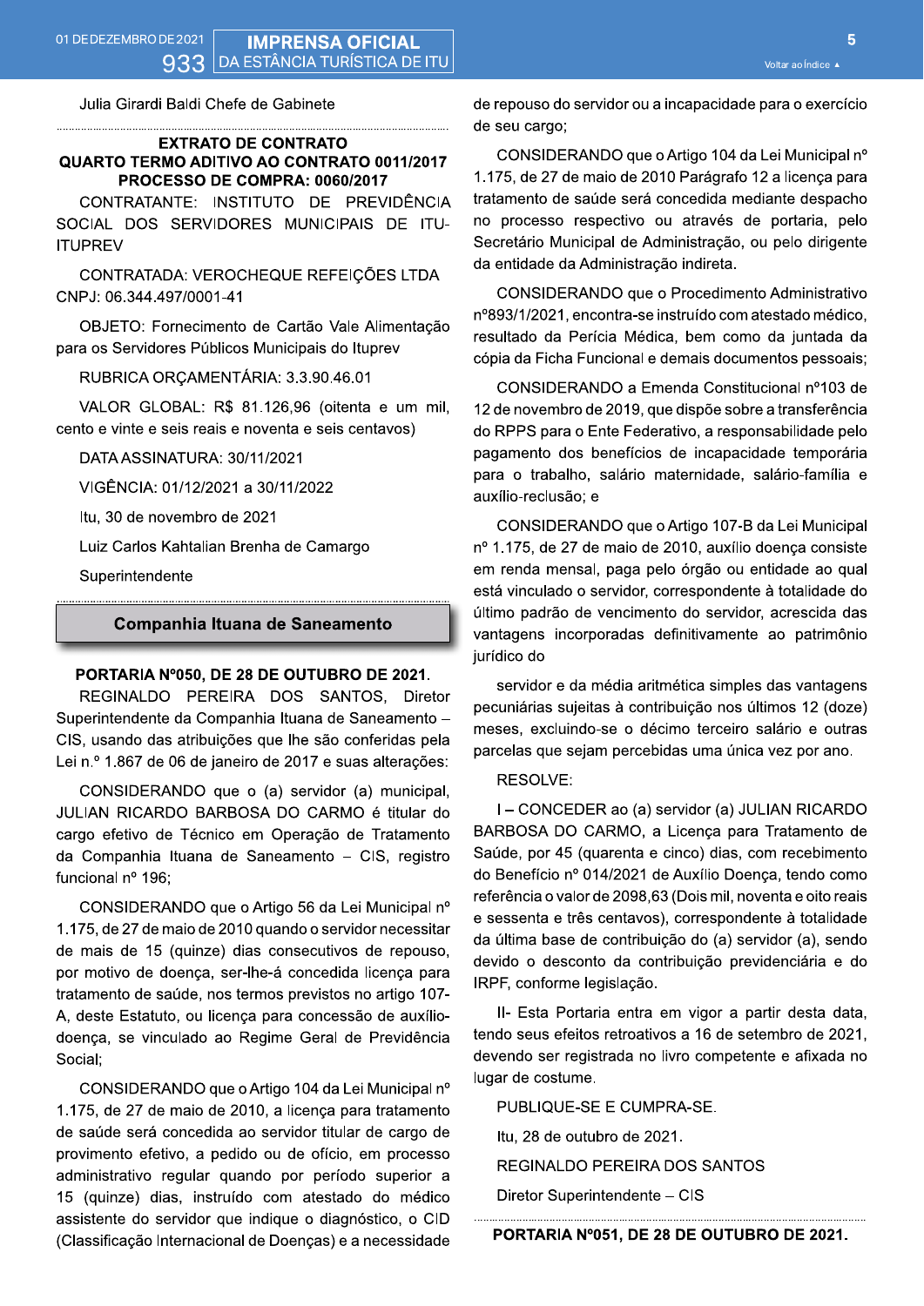Julia Girardi Baldi Chefe de Gabinete

---

**EXTRATO DE CONTRATO**
**QUARTO TERMO ADITIVO AO CONTRATO 0011/2017**
**PROCESSO DE COMPRA: 0060/2017**

CONTRATANTE: INSTITUTO DE PREVIDÊNCIA SOCIAL DOS SERVIDORES MUNICIPAIS DE ITU-ITUPREV

CONTRATADA: VEROCHEQUE REFEIÇÕES LTDA CNPJ: 06.344.497/0001-41

OBJETO: Fornecimento de Cartão Vale Alimentação para os Servidores Públicos Municipais do Ituprev

RUBRICA ORÇAMENTÁRIA: 3.3.90.46.01

VALOR GLOBAL: R$ 81.126,96 (oitenta e um mil, cento e vinte e seis reais e noventa e seis centavos)

DATA ASSINATURA: 30/11/2021

VIGÊNCIA: 01/12/2021 a 30/11/2022

Itu, 30 de novembro de 2021

Luiz Carlos Kahtalian Brenha de Camargo

Superintendente

---

## Companhia Ituana de Saneamento

**PORTARIA Nº050, DE 28 DE OUTUBRO DE 2021.**

REGINALDO PEREIRA DOS SANTOS, Diretor Superintendente da Companhia Ituana de Saneamento – CIS, usando das atribuições que lhe são conferidas pela Lei n.º 1.867 de 06 de janeiro de 2017 e suas alterações:

CONSIDERANDO que o (a) servidor (a) municipal, JULIAN RICARDO BARBOSA DO CARMO é titular do cargo efetivo de Técnico em Operação de Tratamento da Companhia Ituana de Saneamento – CIS, registro funcional nº 196;

CONSIDERANDO que o Artigo 56 da Lei Municipal nº 1.175, de 27 de maio de 2010 quando o servidor necessitar de mais de 15 (quinze) dias consecutivos de repouso, por motivo de doença, ser-lhe-á concedida licença para tratamento de saúde, nos termos previstos no artigo 107-A, deste Estatuto, ou licença para concessão de auxílio-doença, se vinculado ao Regime Geral de Previdência Social;

CONSIDERANDO que o Artigo 104 da Lei Municipal nº 1.175, de 27 de maio de 2010, a licença para tratamento de saúde será concedida ao servidor titular de cargo de provimento efetivo, a pedido ou de ofício, em processo administrativo regular quando por período superior a 15 (quinze) dias, instruído com atestado do médico assistente do servidor que indique o diagnóstico, o CID (Classificação Internacional de Doenças) e a necessidade de repouso do servidor ou a incapacidade para o exercício de seu cargo;

CONSIDERANDO que o Artigo 104 da Lei Municipal nº 1.175, de 27 de maio de 2010 Parágrafo 12 a licença para tratamento de saúde será concedida mediante despacho no processo respectivo ou através de portaria, pelo Secretário Municipal de Administração, ou pelo dirigente da entidade da Administração indireta.

CONSIDERANDO que o Procedimento Administrativo nº893/1/2021, encontra-se instruído com atestado médico, resultado da Perícia Médica, bem como da juntada da cópia da Ficha Funcional e demais documentos pessoais;

CONSIDERANDO a Emenda Constitucional nº103 de 12 de novembro de 2019, que dispõe sobre a transferência do RPPS para o Ente Federativo, a responsabilidade pelo pagamento dos benefícios de incapacidade temporária para o trabalho, salário maternidade, salário-família e auxílio-reclusão; e

CONSIDERANDO que o Artigo 107-B da Lei Municipal nº 1.175, de 27 de maio de 2010, auxílio doença consiste em renda mensal, paga pelo órgão ou entidade ao qual está vinculado o servidor, correspondente à totalidade do último padrão de vencimento do servidor, acrescida das vantagens incorporadas definitivamente ao patrimônio jurídico do

servidor e da média aritmética simples das vantagens pecuniárias sujeitas à contribuição nos últimos 12 (doze) meses, excluindo-se o décimo terceiro salário e outras parcelas que sejam percebidas uma única vez por ano.

RESOLVE:

I – CONCEDER ao (a) servidor (a) JULIAN RICARDO BARBOSA DO CARMO, a Licença para Tratamento de Saúde, por 45 (quarenta e cinco) dias, com recebimento do Benefício nº 014/2021 de Auxílio Doença, tendo como referência o valor de 2098,63 (Dois mil, noventa e oito reais e sessenta e três centavos), correspondente à totalidade da última base de contribuição do (a) servidor (a), sendo devido o desconto da contribuição previdenciária e do IRPF, conforme legislação.

II- Esta Portaria entra em vigor a partir desta data, tendo seus efeitos retroativos a 16 de setembro de 2021, devendo ser registrada no livro competente e afixada no lugar de costume.

PUBLIQUE-SE E CUMPRA-SE.

Itu, 28 de outubro de 2021.

REGINALDO PEREIRA DOS SANTOS

Diretor Superintendente – CIS

---

**PORTARIA Nº051, DE 28 DE OUTUBRO DE 2021.**